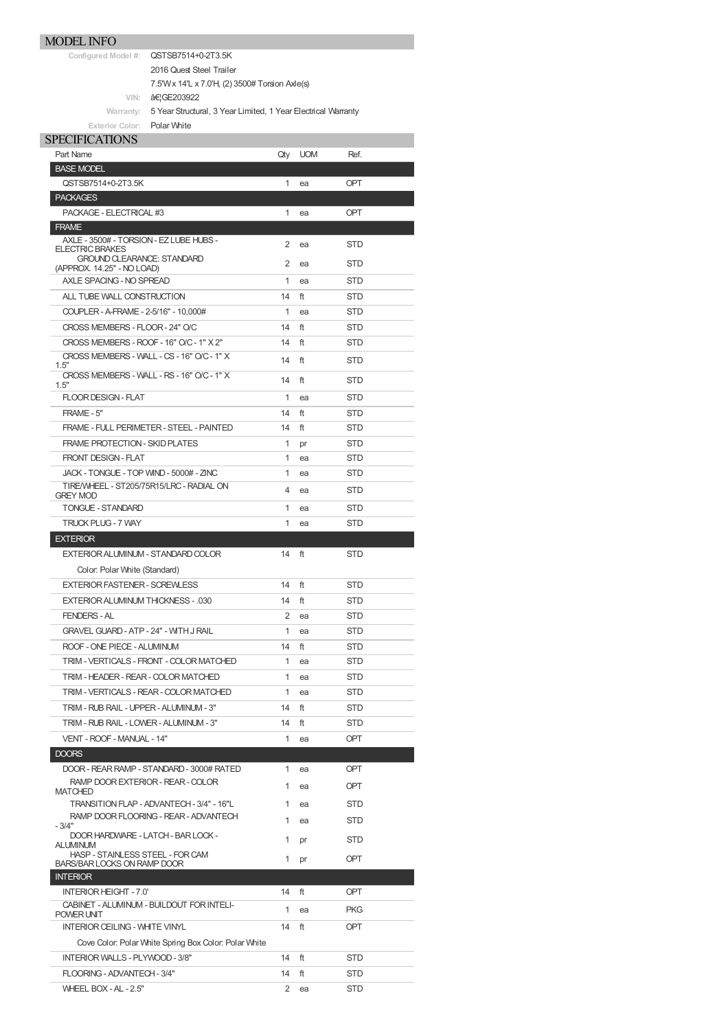## MODEL INFO

| | |
|---|---|
| Configured Model #: | QSTSB7514+0-2T3.5K |
| | 2016 Quest Steel Trailer |
| | 7.5'W x 14'L x 7.0'H, (2) 3500# Torsion Axle(s) |
| VIN: | â€¦GE203922 |
| Warranty: | 5 Year Structural, 3 Year Limited, 1 Year Electrical Warranty |
| Exterior Color: | Polar White |

## SPECIFICATIONS

| Part Name | Qty | UOM | Ref. |
|---|---|---|---|
| **BASE MODEL** | | | |
| QSTSB7514+0-2T3.5K | 1 | ea | OPT |
| **PACKAGES** | | | |
| PACKAGE - ELECTRICAL #3 | 1 | ea | OPT |
| **FRAME** | | | |
| AXLE - 3500# - TORSION - EZ LUBE HUBS - ELECTRIC BRAKES | 2 | ea | STD |
| GROUND CLEARANCE: STANDARD (APPROX. 14.25" - NO LOAD) | 2 | ea | STD |
| AXLE SPACING - NO SPREAD | 1 | ea | STD |
| ALL TUBE WALL CONSTRUCTION | 14 | ft | STD |
| COUPLER - A-FRAME - 2-5/16" - 10,000# | 1 | ea | STD |
| CROSS MEMBERS - FLOOR - 24" O/C | 14 | ft | STD |
| CROSS MEMBERS - ROOF - 16" O/C - 1" X 2" | 14 | ft | STD |
| CROSS MEMBERS - WALL - CS - 16" O/C - 1" X 1.5" | 14 | ft | STD |
| CROSS MEMBERS - WALL - RS - 16" O/C - 1" X 1.5" | 14 | ft | STD |
| FLOOR DESIGN - FLAT | 1 | ea | STD |
| FRAME - 5" | 14 | ft | STD |
| FRAME - FULL PERIMETER - STEEL - PAINTED | 14 | ft | STD |
| FRAME PROTECTION - SKID PLATES | 1 | pr | STD |
| FRONT DESIGN - FLAT | 1 | ea | STD |
| JACK - TONGUE - TOP WIND - 5000# - ZINC | 1 | ea | STD |
| TIRE/WHEEL - ST205/75R15/LRC - RADIAL ON GREY MOD | 4 | ea | STD |
| TONGUE - STANDARD | 1 | ea | STD |
| TRUCK PLUG - 7 WAY | 1 | ea | STD |
| **EXTERIOR** | | | |
| EXTERIOR ALUMINUM - STANDARD COLOR | 14 | ft | STD |
| Color: Polar White (Standard) | | | |
| EXTERIOR FASTENER - SCREWLESS | 14 | ft | STD |
| EXTERIOR ALUMINUM THICKNESS - .030 | 14 | ft | STD |
| FENDERS - AL | 2 | ea | STD |
| GRAVEL GUARD - ATP - 24" - WITH J RAIL | 1 | ea | STD |
| ROOF - ONE PIECE - ALUMINUM | 14 | ft | STD |
| TRIM - VERTICALS - FRONT - COLOR MATCHED | 1 | ea | STD |
| TRIM - HEADER - REAR - COLOR MATCHED | 1 | ea | STD |
| TRIM - VERTICALS - REAR - COLOR MATCHED | 1 | ea | STD |
| TRIM - RUB RAIL - UPPER - ALUMINUM - 3" | 14 | ft | STD |
| TRIM - RUB RAIL - LOWER - ALUMINUM - 3" | 14 | ft | STD |
| VENT - ROOF - MANUAL - 14" | 1 | ea | OPT |
| **DOORS** | | | |
| DOOR - REAR RAMP - STANDARD - 3000# RATED | 1 | ea | OPT |
| RAMP DOOR EXTERIOR - REAR - COLOR MATCHED | 1 | ea | OPT |
| TRANSITION FLAP - ADVANTECH - 3/4" - 16"L | 1 | ea | STD |
| RAMP DOOR FLOORING - REAR - ADVANTECH - 3/4" | 1 | ea | STD |
| DOOR HARDWARE - LATCH - BAR LOCK - ALUMINUM | 1 | pr | STD |
| HASP - STAINLESS STEEL - FOR CAM BARS/BAR LOCKS ON RAMP DOOR | 1 | pr | OPT |
| **INTERIOR** | | | |
| INTERIOR HEIGHT - 7.0' | 14 | ft | OPT |
| CABINET - ALUMINUM - BUILDOUT FOR INTELI-POWER UNIT | 1 | ea | PKG |
| INTERIOR CEILING - WHITE VINYL | 14 | ft | OPT |
| Cove Color: Polar White Spring Box Color: Polar White | | | |
| INTERIOR WALLS - PLYWOOD - 3/8" | 14 | ft | STD |
| FLOORING - ADVANTECH - 3/4" | 14 | ft | STD |
| WHEEL BOX - AL - 2.5" | 2 | ea | STD |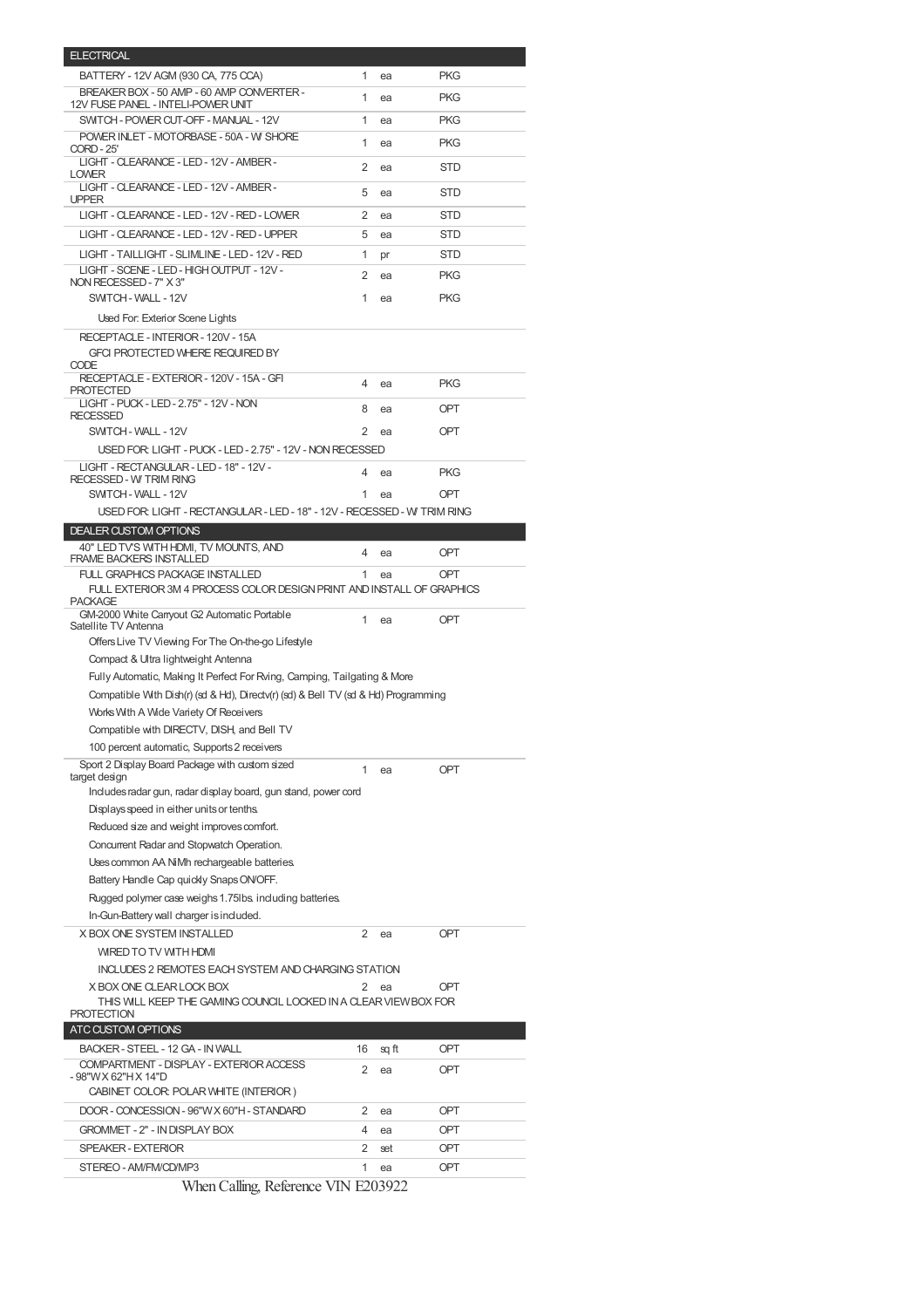## ELECTRICAL

| | | | |
|---|---|---|---|
| BATTERY - 12V AGM (930 CA, 775 CCA) | 1 | ea | PKG |
| BREAKER BOX - 50 AMP - 60 AMP CONVERTER - 12V FUSE PANEL - INTELI-POWER UNIT | 1 | ea | PKG |
| SWITCH - POWER CUT-OFF - MANUAL - 12V | 1 | ea | PKG |
| POWER INLET - MOTORBASE - 50A - W/ SHORE CORD - 25' | 1 | ea | PKG |
| LIGHT - CLEARANCE - LED - 12V - AMBER - LOWER | 2 | ea | STD |
| LIGHT - CLEARANCE - LED - 12V - AMBER - UPPER | 5 | ea | STD |
| LIGHT - CLEARANCE - LED - 12V - RED - LOWER | 2 | ea | STD |
| LIGHT - CLEARANCE - LED - 12V - RED - UPPER | 5 | ea | STD |
| LIGHT - TAILLIGHT - SLIMLINE - LED - 12V - RED | 1 | pr | STD |
| LIGHT - SCENE - LED - HIGH OUTPUT - 12V - NON RECESSED - 7" X 3" | 2 | ea | PKG |
| SWITCH - WALL - 12V | 1 | ea | PKG |
| Used For: Exterior Scene Lights | | | |
| RECEPTACLE - INTERIOR - 120V - 15A<br>GFCI PROTECTED WHERE REQUIRED BY CODE | | | |
| RECEPTACLE - EXTERIOR - 120V - 15A - GFI PROTECTED | 4 | ea | PKG |
| LIGHT - PUCK - LED - 2.75" - 12V - NON RECESSED | 8 | ea | OPT |
| SWITCH - WALL - 12V | 2 | ea | OPT |
| USED FOR: LIGHT - PUCK - LED - 2.75" - 12V - NON RECESSED | | | |
| LIGHT - RECTANGULAR - LED - 18" - 12V - RECESSED - W/ TRIM RING | 4 | ea | PKG |
| SWITCH - WALL - 12V | 1 | ea | OPT |
| USED FOR: LIGHT - RECTANGULAR - LED - 18" - 12V - RECESSED - W/ TRIM RING | | | |

## DEALER CUSTOM OPTIONS

| | | | |
|---|---|---|---|
| 40" LED TV'S WITH HDMI, TV MOUNTS, AND FRAME BACKERS INSTALLED | 4 | ea | OPT |
| FULL GRAPHICS PACKAGE INSTALLED | 1 | ea | OPT |
| FULL EXTERIOR 3M 4 PROCESS COLOR DESIGN PRINT AND INSTALL OF GRAPHICS PACKAGE | | | |
| GM-2000 White Carryout G2 Automatic Portable Satellite TV Antenna | 1 | ea | OPT |
| Offers Live TV Viewing For The On-the-go Lifestyle<br>Compact & Ultra lightweight Antenna<br>Fully Automatic, Making It Perfect For Rving, Camping, Tailgating & More<br>Compatible With Dish(r) (sd & Hd), Directv(r) (sd) & Bell TV (sd & Hd) Programming<br>Works With A Wide Variety Of Receivers<br>Compatible with DIRECTV, DISH, and Bell TV<br>100 percent automatic, Supports 2 receivers | | | |
| Sport 2 Display Board Package with custom sized target design | 1 | ea | OPT |
| Includes radar gun, radar display board, gun stand, power cord<br>Displays speed in either units or tenths.<br>Reduced size and weight improves comfort.<br>Concurrent Radar and Stopwatch Operation.<br>Uses common AA NiMh rechargeable batteries.<br>Battery Handle Cap quickly Snaps ON/OFF.<br>Rugged polymer case weighs 1.75lbs. including batteries.<br>In-Gun-Battery wall charger is included. | | | |
| X BOX ONE SYSTEM INSTALLED | 2 | ea | OPT |
| WIRED TO TV WITH HDMI<br>INCLUDES 2 REMOTES EACH SYSTEM AND CHARGING STATION | | | |
| X BOX ONE CLEAR LOCK BOX | 2 | ea | OPT |
| THIS WILL KEEP THE GAMING COUNCIL LOCKED IN A CLEAR VIEW BOX FOR PROTECTION | | | |

## ATC CUSTOM OPTIONS

| | | | |
|---|---|---|---|
| BACKER - STEEL - 12 GA - IN WALL | 16 | sq ft | OPT |
| COMPARTMENT - DISPLAY - EXTERIOR ACCESS - 98"W X 62"H X 14"D | 2 | ea | OPT |
| CABINET COLOR: POLAR WHITE (INTERIOR ) | | | |
| DOOR - CONCESSION - 96"W X 60"H - STANDARD | 2 | ea | OPT |
| GROMMET - 2" - IN DISPLAY BOX | 4 | ea | OPT |
| SPEAKER - EXTERIOR | 2 | set | OPT |
| STEREO - AM/FM/CD/MP3 | 1 | ea | OPT |

When Calling, Reference VIN E203922